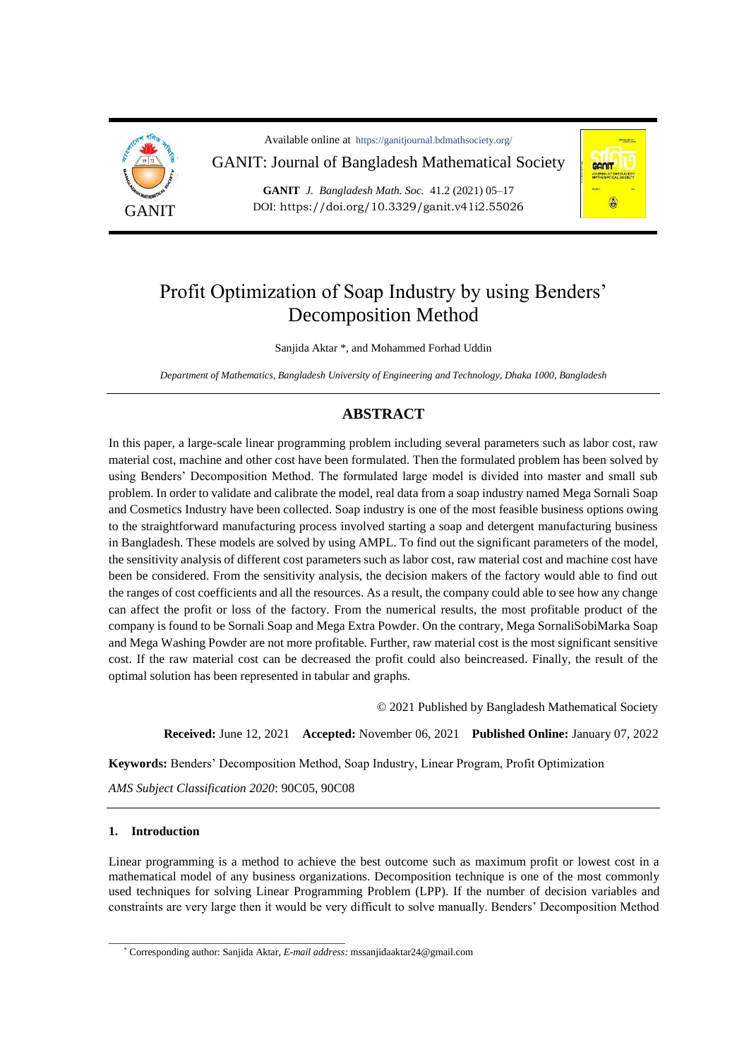Available online at https://ganitjournal.bdmathsociety.org/

GANIT: Journal of Bangladesh Mathematical Society

**GANIT** *J. Bangladesh Math. Soc.* 41.2 (2021) 05–17

DOI: https://doi.org/10.3329/ganit.v41i2.55026

# Profit Optimization of Soap Industry by using Benders' Decomposition Method

Sanjida Aktar *, and Mohammed Forhad Uddin

*Department of Mathematics, Bangladesh University of Engineering and Technology, Dhaka 1000, Bangladesh*

## ABSTRACT

In this paper, a large-scale linear programming problem including several parameters such as labor cost, raw material cost, machine and other cost have been formulated. Then the formulated problem has been solved by using Benders' Decomposition Method. The formulated large model is divided into master and small sub problem. In order to validate and calibrate the model, real data from a soap industry named Mega Sornali Soap and Cosmetics Industry have been collected. Soap industry is one of the most feasible business options owing to the straightforward manufacturing process involved starting a soap and detergent manufacturing business in Bangladesh. These models are solved by using AMPL. To find out the significant parameters of the model, the sensitivity analysis of different cost parameters such as labor cost, raw material cost and machine cost have been be considered. From the sensitivity analysis, the decision makers of the factory would able to find out the ranges of cost coefficients and all the resources. As a result, the company could able to see how any change can affect the profit or loss of the factory. From the numerical results, the most profitable product of the company is found to be Sornali Soap and Mega Extra Powder. On the contrary, Mega SornaliSobiMarka Soap and Mega Washing Powder are not more profitable. Further, raw material cost is the most significant sensitive cost. If the raw material cost can be decreased the profit could also beincreased. Finally, the result of the optimal solution has been represented in tabular and graphs.

© 2021 Published by Bangladesh Mathematical Society

**Received:** June 12, 2021 **Accepted:** November 06, 2021 **Published Online:** January 07, 2022

**Keywords:** Benders' Decomposition Method, Soap Industry, Linear Program, Profit Optimization

*AMS Subject Classification 2020*: 90C05, 90C08

## 1. Introduction

Linear programming is a method to achieve the best outcome such as maximum profit or lowest cost in a mathematical model of any business organizations. Decomposition technique is one of the most commonly used techniques for solving Linear Programming Problem (LPP). If the number of decision variables and constraints are very large then it would be very difficult to solve manually. Benders' Decomposition Method

---

* Corresponding author: Sanjida Aktar, *E-mail address:* mssanjidaaktar24@gmail.com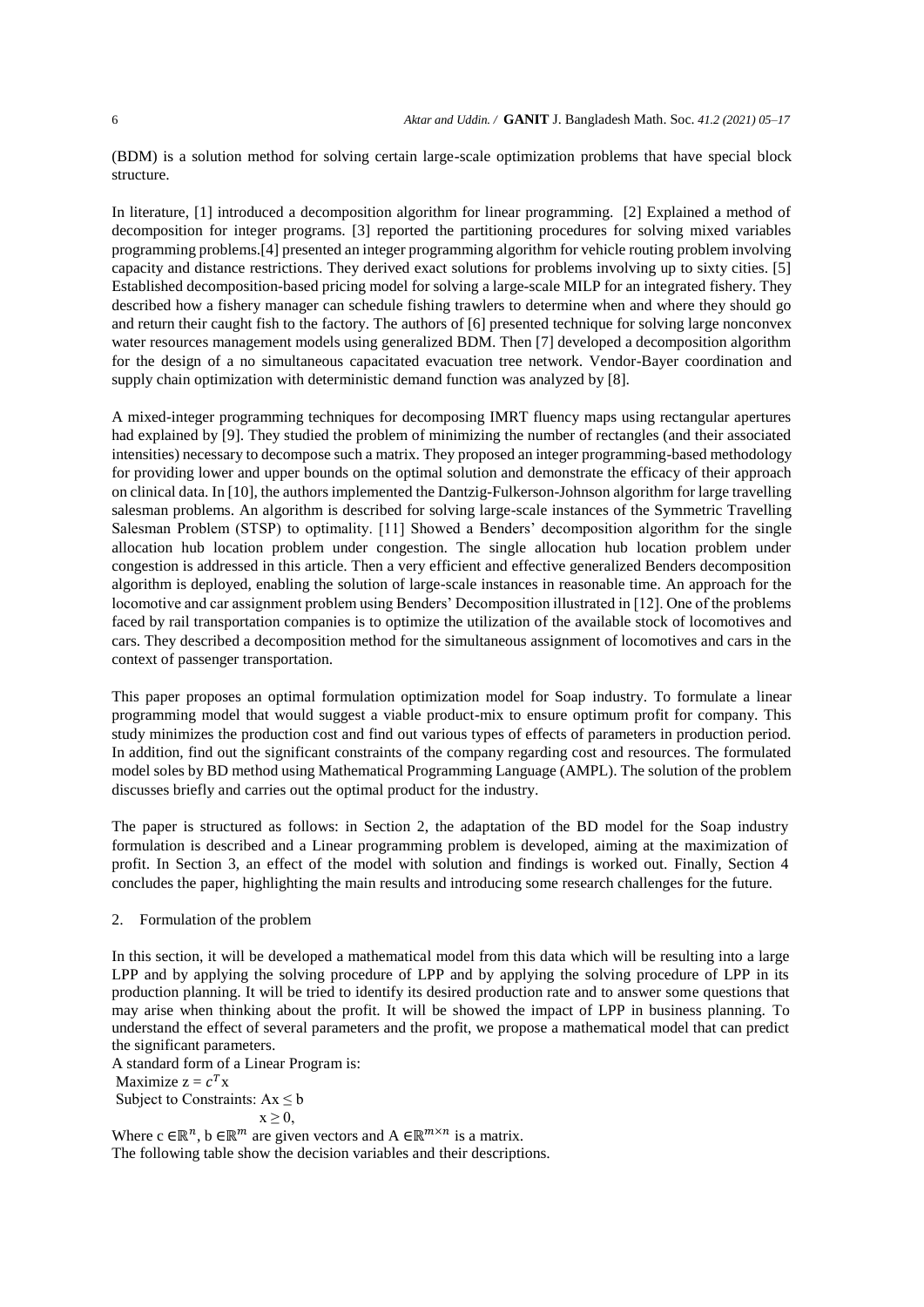(BDM) is a solution method for solving certain large-scale optimization problems that have special block structure.

In literature, [1] introduced a decomposition algorithm for linear programming. [2] Explained a method of decomposition for integer programs. [3] reported the partitioning procedures for solving mixed variables programming problems.[4] presented an integer programming algorithm for vehicle routing problem involving capacity and distance restrictions. They derived exact solutions for problems involving up to sixty cities. [5] Established decomposition-based pricing model for solving a large-scale MILP for an integrated fishery. They described how a fishery manager can schedule fishing trawlers to determine when and where they should go and return their caught fish to the factory. The authors of [6] presented technique for solving large nonconvex water resources management models using generalized BDM. Then [7] developed a decomposition algorithm for the design of a no simultaneous capacitated evacuation tree network. Vendor-Bayer coordination and supply chain optimization with deterministic demand function was analyzed by [8].

A mixed-integer programming techniques for decomposing IMRT fluency maps using rectangular apertures had explained by [9]. They studied the problem of minimizing the number of rectangles (and their associated intensities) necessary to decompose such a matrix. They proposed an integer programming-based methodology for providing lower and upper bounds on the optimal solution and demonstrate the efficacy of their approach on clinical data. In [10], the authors implemented the Dantzig-Fulkerson-Johnson algorithm for large travelling salesman problems. An algorithm is described for solving large-scale instances of the Symmetric Travelling Salesman Problem (STSP) to optimality. [11] Showed a Benders' decomposition algorithm for the single allocation hub location problem under congestion. The single allocation hub location problem under congestion is addressed in this article. Then a very efficient and effective generalized Benders decomposition algorithm is deployed, enabling the solution of large-scale instances in reasonable time. An approach for the locomotive and car assignment problem using Benders' Decomposition illustrated in [12]. One of the problems faced by rail transportation companies is to optimize the utilization of the available stock of locomotives and cars. They described a decomposition method for the simultaneous assignment of locomotives and cars in the context of passenger transportation.

This paper proposes an optimal formulation optimization model for Soap industry. To formulate a linear programming model that would suggest a viable product-mix to ensure optimum profit for company. This study minimizes the production cost and find out various types of effects of parameters in production period. In addition, find out the significant constraints of the company regarding cost and resources. The formulated model soles by BD method using Mathematical Programming Language (AMPL). The solution of the problem discusses briefly and carries out the optimal product for the industry.

The paper is structured as follows: in Section 2, the adaptation of the BD model for the Soap industry formulation is described and a Linear programming problem is developed, aiming at the maximization of profit. In Section 3, an effect of the model with solution and findings is worked out. Finally, Section 4 concludes the paper, highlighting the main results and introducing some research challenges for the future.

## 2. Formulation of the problem

In this section, it will be developed a mathematical model from this data which will be resulting into a large LPP and by applying the solving procedure of LPP and by applying the solving procedure of LPP in its production planning. It will be tried to identify its desired production rate and to answer some questions that may arise when thinking about the profit. It will be showed the impact of LPP in business planning. To understand the effect of several parameters and the profit, we propose a mathematical model that can predict the significant parameters.

A standard form of a Linear Program is:

Maximize $z = c^T x$

Subject to Constraints: $Ax \leq b$

$x \geq 0,$

Where $c \in \mathbb{R}^n$, $b \in \mathbb{R}^m$ are given vectors and $A \in \mathbb{R}^{m \times n}$ is a matrix.

The following table show the decision variables and their descriptions.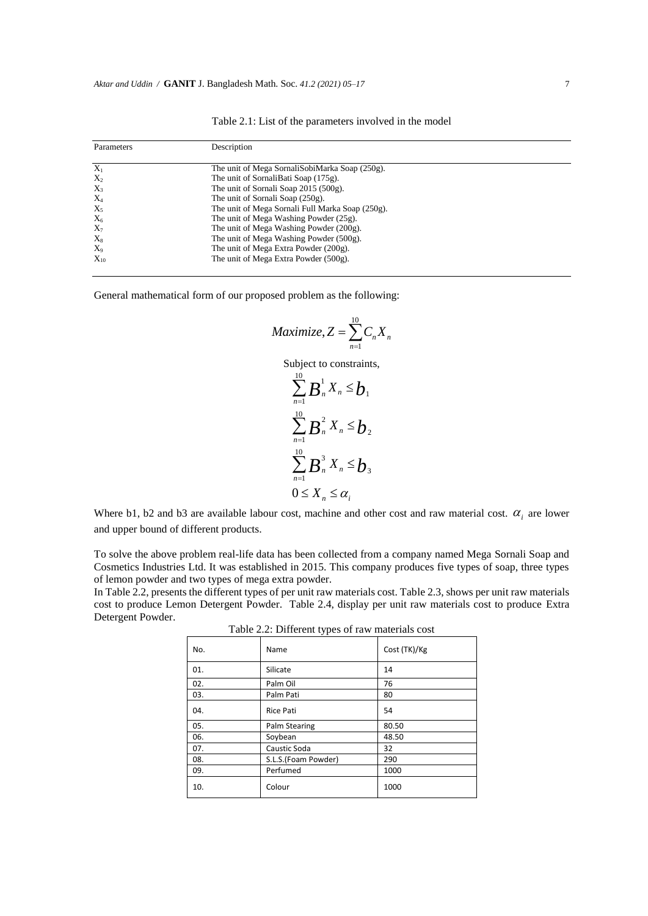Table 2.1: List of the parameters involved in the model

| Parameters | Description |
|---|---|
| $X_1$ | The unit of Mega SornaliSobiMarka Soap (250g). |
| $X_2$ | The unit of SornaliBati Soap (175g). |
| $X_3$ | The unit of Sornali Soap 2015 (500g). |
| $X_4$ | The unit of Sornali Soap (250g). |
| $X_5$ | The unit of Mega Sornali Full Marka Soap (250g). |
| $X_6$ | The unit of Mega Washing Powder (25g). |
| $X_7$ | The unit of Mega Washing Powder (200g). |
| $X_8$ | The unit of Mega Washing Powder (500g). |
| $X_9$ | The unit of Mega Extra Powder (200g). |
| $X_{10}$ | The unit of Mega Extra Powder (500g). |

General mathematical form of our proposed problem as the following:

$$Maximize, Z = \sum_{n=1}^{10} C_n X_n$$

Subject to constraints,

$$\sum_{n=1}^{10} B_n^1 X_n \leq b_1$$

$$\sum_{n=1}^{10} B_n^2 X_n \leq b_2$$

$$\sum_{n=1}^{10} B_n^3 X_n \leq b_3$$

$$0 \leq X_n \leq \alpha_i$$

Where b1, b2 and b3 are available labour cost, machine and other cost and raw material cost. $\alpha_i$ are lower and upper bound of different products.

To solve the above problem real-life data has been collected from a company named Mega Sornali Soap and Cosmetics Industries Ltd. It was established in 2015. This company produces five types of soap, three types of lemon powder and two types of mega extra powder.

In Table 2.2, presents the different types of per unit raw materials cost. Table 2.3, shows per unit raw materials cost to produce Lemon Detergent Powder. Table 2.4, display per unit raw materials cost to produce Extra Detergent Powder.

Table 2.2: Different types of raw materials cost

| No. | Name | Cost (TK)/Kg |
|---|---|---|
| 01. | Silicate | 14 |
| 02. | Palm Oil | 76 |
| 03. | Palm Pati | 80 |
| 04. | Rice Pati | 54 |
| 05. | Palm Stearing | 80.50 |
| 06. | Soybean | 48.50 |
| 07. | Caustic Soda | 32 |
| 08. | S.L.S.(Foam Powder) | 290 |
| 09. | Perfumed | 1000 |
| 10. | Colour | 1000 |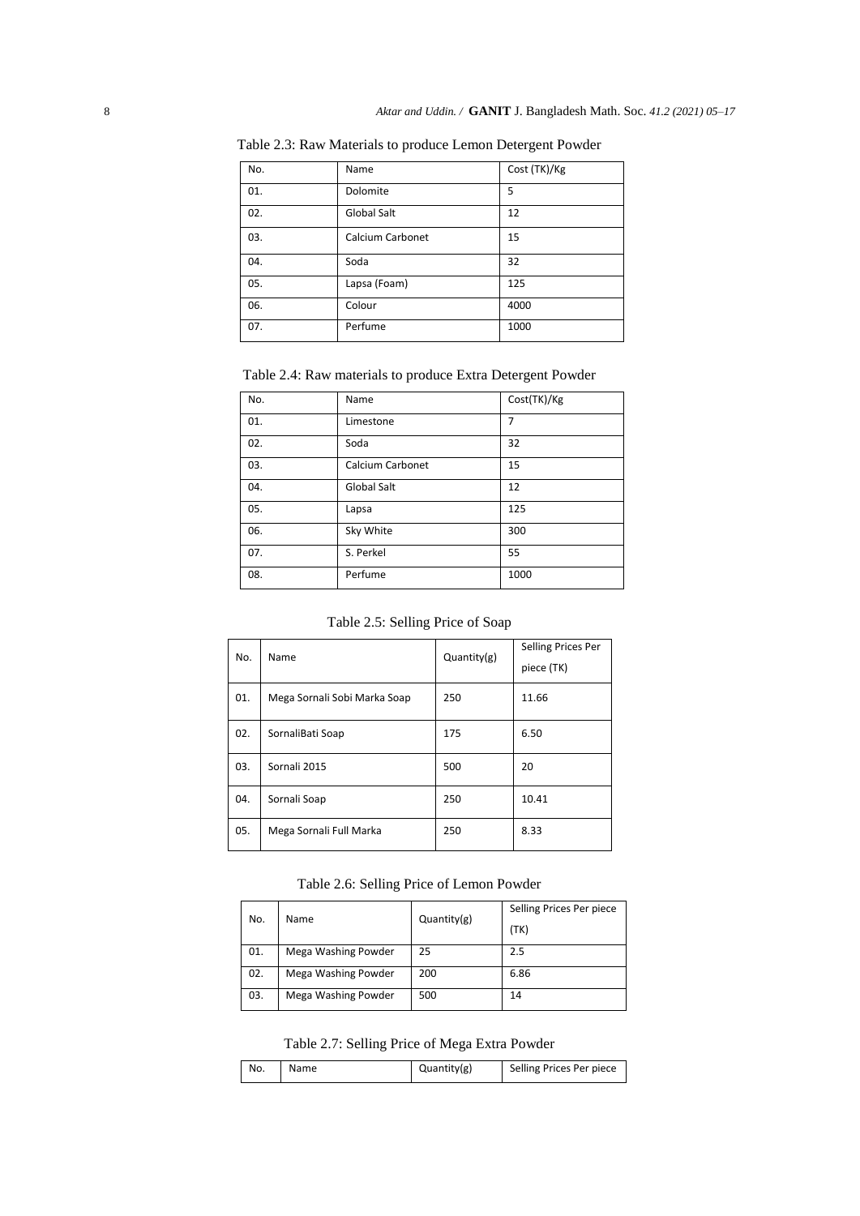Table 2.3: Raw Materials to produce Lemon Detergent Powder

| No. | Name | Cost (TK)/Kg |
|---|---|---|
| 01. | Dolomite | 5 |
| 02. | Global Salt | 12 |
| 03. | Calcium Carbonet | 15 |
| 04. | Soda | 32 |
| 05. | Lapsa (Foam) | 125 |
| 06. | Colour | 4000 |
| 07. | Perfume | 1000 |

Table 2.4: Raw materials to produce Extra Detergent Powder

| No. | Name | Cost(TK)/Kg |
|---|---|---|
| 01. | Limestone | 7 |
| 02. | Soda | 32 |
| 03. | Calcium Carbonet | 15 |
| 04. | Global Salt | 12 |
| 05. | Lapsa | 125 |
| 06. | Sky White | 300 |
| 07. | S. Perkel | 55 |
| 08. | Perfume | 1000 |

Table 2.5: Selling Price of Soap

| No. | Name | Quantity(g) | Selling Prices Per piece (TK) |
|---|---|---|---|
| 01. | Mega Sornali Sobi Marka Soap | 250 | 11.66 |
| 02. | SornaliBati Soap | 175 | 6.50 |
| 03. | Sornali 2015 | 500 | 20 |
| 04. | Sornali Soap | 250 | 10.41 |
| 05. | Mega Sornali Full Marka | 250 | 8.33 |

Table 2.6: Selling Price of Lemon Powder

| No. | Name | Quantity(g) | Selling Prices Per piece (TK) |
|---|---|---|---|
| 01. | Mega Washing Powder | 25 | 2.5 |
| 02. | Mega Washing Powder | 200 | 6.86 |
| 03. | Mega Washing Powder | 500 | 14 |

Table 2.7: Selling Price of Mega Extra Powder

| No. | Name | Quantity(g) | Selling Prices Per piece |
|---|---|---|---|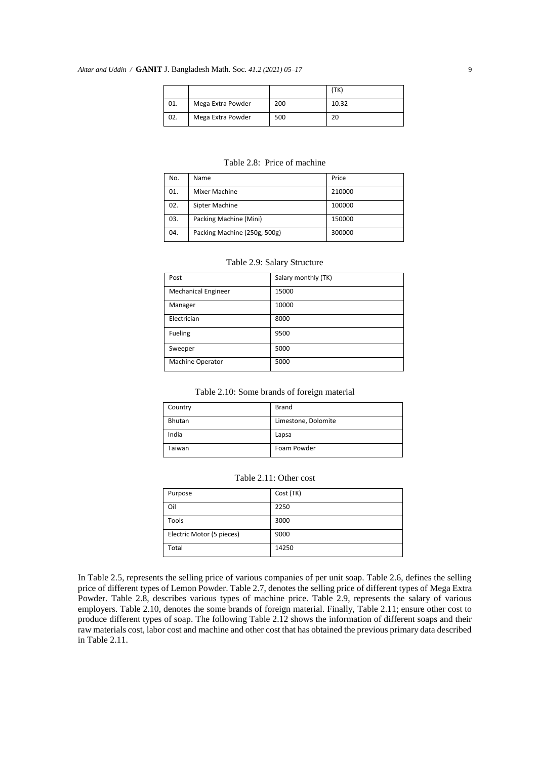|  |  |  | (TK) |
|---|---|---|---|
| 01. | Mega Extra Powder | 200 | 10.32 |
| 02. | Mega Extra Powder | 500 | 20 |

Table 2.8: Price of machine

| No. | Name | Price |
|---|---|---|
| 01. | Mixer Machine | 210000 |
| 02. | Sipter Machine | 100000 |
| 03. | Packing Machine (Mini) | 150000 |
| 04. | Packing Machine (250g, 500g) | 300000 |

Table 2.9: Salary Structure

| Post | Salary monthly (TK) |
|---|---|
| Mechanical Engineer | 15000 |
| Manager | 10000 |
| Electrician | 8000 |
| Fueling | 9500 |
| Sweeper | 5000 |
| Machine Operator | 5000 |

Table 2.10: Some brands of foreign material

| Country | Brand |
|---|---|
| Bhutan | Limestone, Dolomite |
| India | Lapsa |
| Taiwan | Foam Powder |

Table 2.11: Other cost

| Purpose | Cost (TK) |
|---|---|
| Oil | 2250 |
| Tools | 3000 |
| Electric Motor (5 pieces) | 9000 |
| Total | 14250 |

In Table 2.5, represents the selling price of various companies of per unit soap. Table 2.6, defines the selling price of different types of Lemon Powder. Table 2.7, denotes the selling price of different types of Mega Extra Powder. Table 2.8, describes various types of machine price. Table 2.9, represents the salary of various employers. Table 2.10, denotes the some brands of foreign material. Finally, Table 2.11; ensure other cost to produce different types of soap. The following Table 2.12 shows the information of different soaps and their raw materials cost, labor cost and machine and other cost that has obtained the previous primary data described in Table 2.11.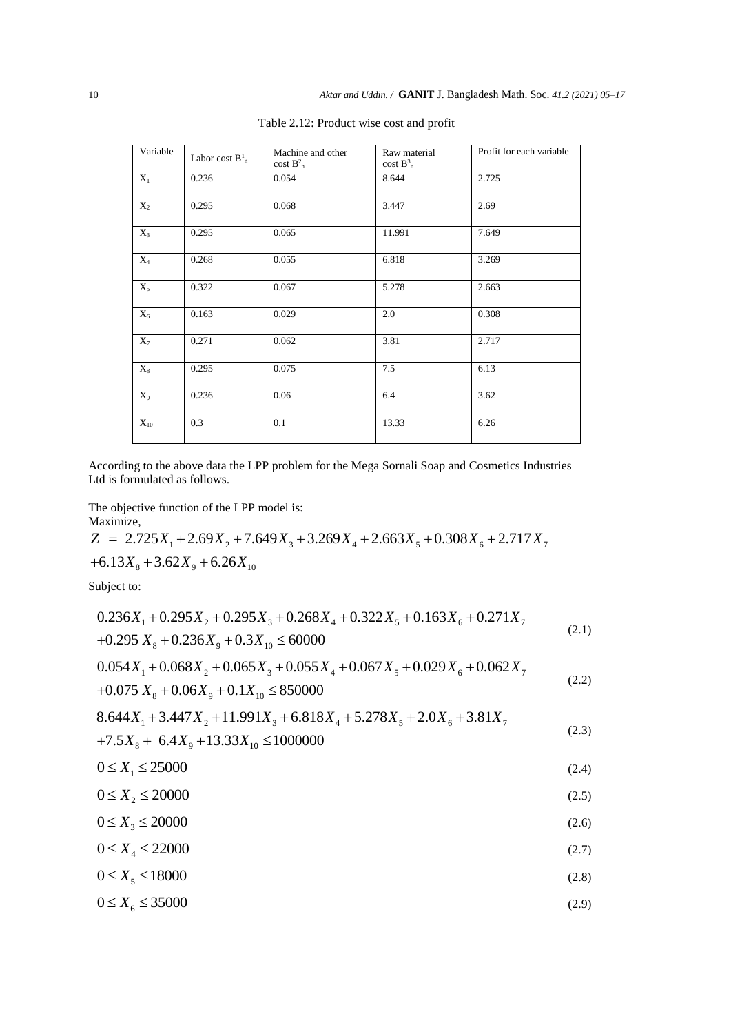Table 2.12: Product wise cost and profit

| Variable | Labor cost $B^1_n$ | Machine and other cost $B^2_n$ | Raw material cost $B^3_n$ | Profit for each variable |
|---|---|---|---|---|
| $X_1$ | 0.236 | 0.054 | 8.644 | 2.725 |
| $X_2$ | 0.295 | 0.068 | 3.447 | 2.69 |
| $X_3$ | 0.295 | 0.065 | 11.991 | 7.649 |
| $X_4$ | 0.268 | 0.055 | 6.818 | 3.269 |
| $X_5$ | 0.322 | 0.067 | 5.278 | 2.663 |
| $X_6$ | 0.163 | 0.029 | 2.0 | 0.308 |
| $X_7$ | 0.271 | 0.062 | 3.81 | 2.717 |
| $X_8$ | 0.295 | 0.075 | 7.5 | 6.13 |
| $X_9$ | 0.236 | 0.06 | 6.4 | 3.62 |
| $X_{10}$ | 0.3 | 0.1 | 13.33 | 6.26 |

According to the above data the LPP problem for the Mega Sornali Soap and Cosmetics Industries Ltd is formulated as follows.

The objective function of the LPP model is:

Maximize,

$$Z = 2.725X_1 + 2.69X_2 + 7.649X_3 + 3.269X_4 + 2.663X_5 + 0.308X_6 + 2.717X_7 + 6.13X_8 + 3.62X_9 + 6.26X_{10}$$

Subject to:

$$0.236X_1 + 0.295X_2 + 0.295X_3 + 0.268X_4 + 0.322X_5 + 0.163X_6 + 0.271X_7 + 0.295X_8 + 0.236X_9 + 0.3X_{10} \leq 60000 \tag{2.1}$$

$$0.054X_1 + 0.068X_2 + 0.065X_3 + 0.055X_4 + 0.067X_5 + 0.029X_6 + 0.062X_7 + 0.075X_8 + 0.06X_9 + 0.1X_{10} \leq 850000 \tag{2.2}$$

$$8.644X_1 + 3.447X_2 + 11.991X_3 + 6.818X_4 + 5.278X_5 + 2.0X_6 + 3.81X_7 + 7.5X_8 + 6.4X_9 + 13.33X_{10} \leq 1000000 \tag{2.3}$$

$$0 \leq X_1 \leq 25000 \tag{2.4}$$

$$0 \leq X_2 \leq 20000 \tag{2.5}$$

$$0 \leq X_3 \leq 20000 \tag{2.6}$$

$$0 \leq X_4 \leq 22000 \tag{2.7}$$

$$0 \leq X_5 \leq 18000 \tag{2.8}$$

$$0 \leq X_6 \leq 35000 \tag{2.9}$$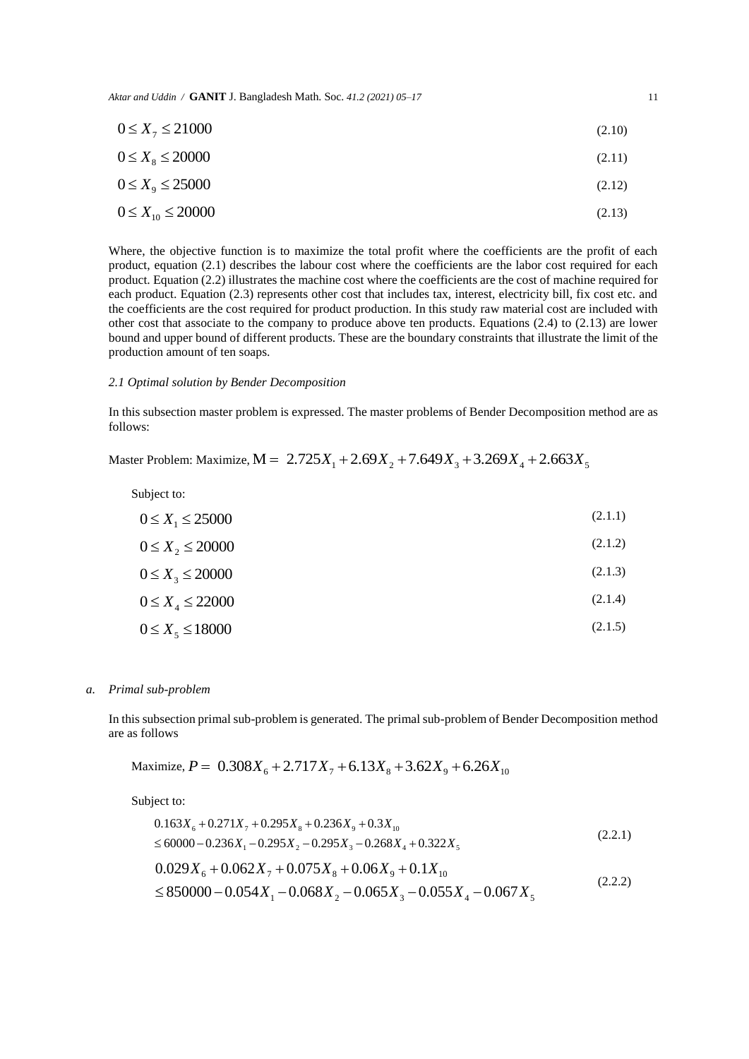$$0 \le X_7 \le 21000 \tag{2.10}$$

$$0 \le X_8 \le 20000 \tag{2.11}$$

$$0 \le X_9 \le 25000 \tag{2.12}$$

$$0 \le X_{10} \le 20000 \tag{2.13}$$

Where, the objective function is to maximize the total profit where the coefficients are the profit of each product, equation (2.1) describes the labour cost where the coefficients are the labor cost required for each product. Equation (2.2) illustrates the machine cost where the coefficients are the cost of machine required for each product. Equation (2.3) represents other cost that includes tax, interest, electricity bill, fix cost etc. and the coefficients are the cost required for product production. In this study raw material cost are included with other cost that associate to the company to produce above ten products. Equations (2.4) to (2.13) are lower bound and upper bound of different products. These are the boundary constraints that illustrate the limit of the production amount of ten soaps.

### *2.1 Optimal solution by Bender Decomposition*

In this subsection master problem is expressed. The master problems of Bender Decomposition method are as follows:

Master Problem: Maximize, $M = 2.725X_1 + 2.69X_2 + 7.649X_3 + 3.269X_4 + 2.663X_5$

Subject to:

$$0 \le X_1 \le 25000 \tag{2.1.1}$$

$$0 \le X_2 \le 20000 \tag{2.1.2}$$

$$0 \le X_3 \le 20000 \tag{2.1.3}$$

$$0 \le X_4 \le 22000 \tag{2.1.4}$$

$$0 \le X_5 \le 18000 \tag{2.1.5}$$

#### *a. Primal sub-problem*

In this subsection primal sub-problem is generated. The primal sub-problem of Bender Decomposition method are as follows

Maximize, $P = 0.308X_6 + 2.717X_7 + 6.13X_8 + 3.62X_9 + 6.26X_{10}$

Subject to:

$$\begin{aligned} &0.163X_6 + 0.271X_7 + 0.295X_8 + 0.236X_9 + 0.3X_{10} \\ &\le 60000 - 0.236X_1 - 0.295X_2 - 0.295X_3 - 0.268X_4 + 0.322X_5 \end{aligned} \tag{2.2.1}$$

$$\begin{aligned} &0.029X_6 + 0.062X_7 + 0.075X_8 + 0.06X_9 + 0.1X_{10} \\ &\le 850000 - 0.054X_1 - 0.068X_2 - 0.065X_3 - 0.055X_4 - 0.067X_5 \end{aligned} \tag{2.2.2}$$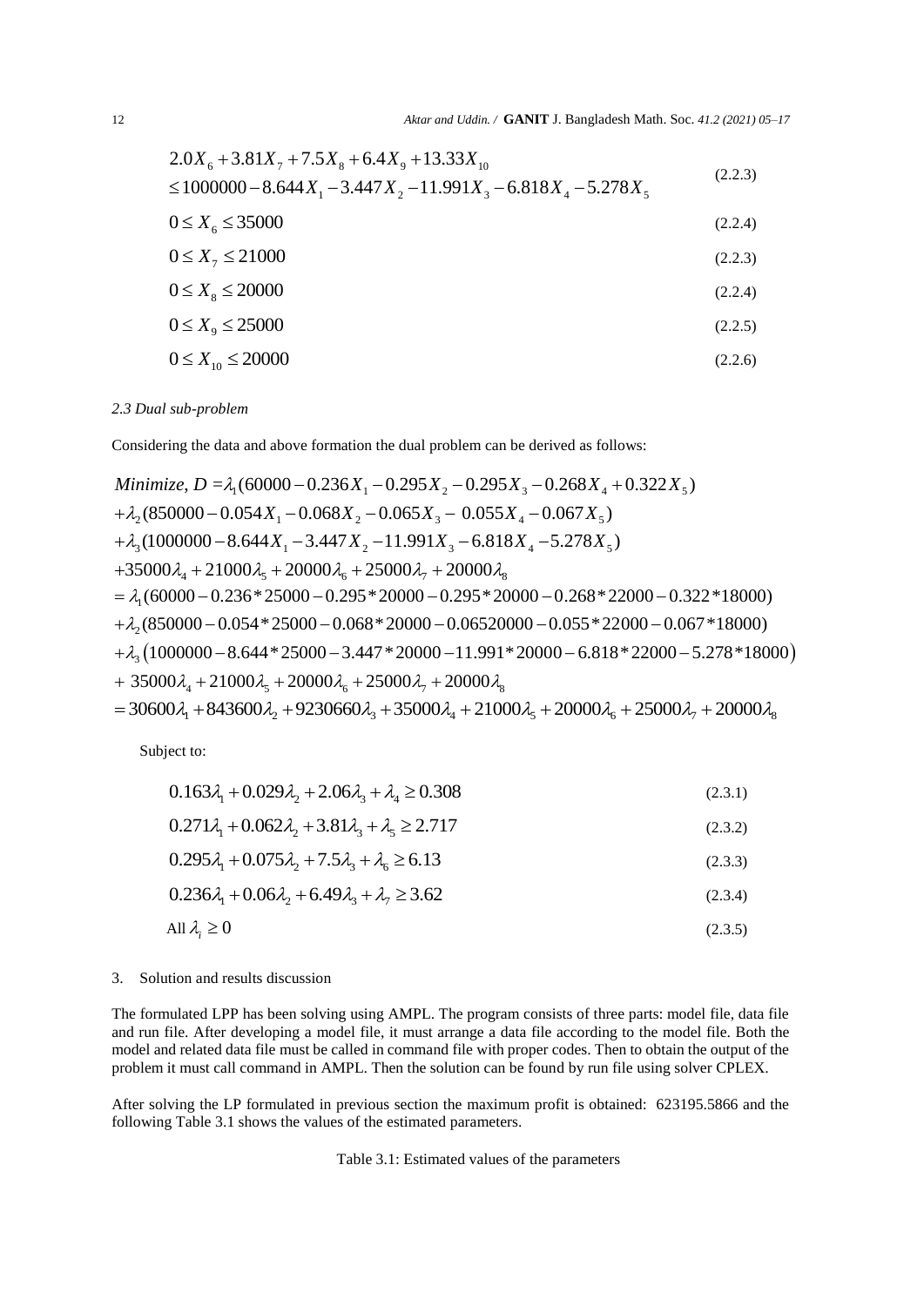$$2.0X_6 + 3.81X_7 + 7.5X_8 + 6.4X_9 + 13.33X_{10} \leq 1000000 - 8.644X_1 - 3.447X_2 - 11.991X_3 - 6.818X_4 - 5.278X_5 \tag{2.2.3}$$

$$0 \leq X_6 \leq 35000 \tag{2.2.4}$$

$$0 \leq X_7 \leq 21000 \tag{2.2.3}$$

$$0 \leq X_8 \leq 20000 \tag{2.2.4}$$

$$0 \leq X_9 \leq 25000 \tag{2.2.5}$$

$$0 \leq X_{10} \leq 20000 \tag{2.2.6}$$

*2.3 Dual sub-problem*

Considering the data and above formation the dual problem can be derived as follows:

$$
\begin{aligned}
&Minimize,\ D = \lambda_1(60000 - 0.236X_1 - 0.295X_2 - 0.295X_3 - 0.268X_4 + 0.322X_5) \\
&+\lambda_2(850000 - 0.054X_1 - 0.068X_2 - 0.065X_3 - 0.055X_4 - 0.067X_5) \\
&+\lambda_3(1000000 - 8.644X_1 - 3.447X_2 - 11.991X_3 - 6.818X_4 - 5.278X_5) \\
&+35000\lambda_4 + 21000\lambda_5 + 20000\lambda_6 + 25000\lambda_7 + 20000\lambda_8 \\
&= \lambda_1(60000 - 0.236*25000 - 0.295*20000 - 0.295*20000 - 0.268*22000 - 0.322*18000) \\
&+\lambda_2(850000 - 0.054*25000 - 0.068*20000 - 0.06520000 - 0.055*22000 - 0.067*18000) \\
&+\lambda_3\left(1000000 - 8.644*25000 - 3.447*20000 - 11.991*20000 - 6.818*22000 - 5.278*18000\right) \\
&+\ 35000\lambda_4 + 21000\lambda_5 + 20000\lambda_6 + 25000\lambda_7 + 20000\lambda_8 \\
&= 30600\lambda_1 + 843600\lambda_2 + 9230660\lambda_3 + 35000\lambda_4 + 21000\lambda_5 + 20000\lambda_6 + 25000\lambda_7 + 20000\lambda_8
\end{aligned}
$$

Subject to:

$$0.163\lambda_1 + 0.029\lambda_2 + 2.06\lambda_3 + \lambda_4 \geq 0.308 \tag{2.3.1}$$

$$0.271\lambda_1 + 0.062\lambda_2 + 3.81\lambda_3 + \lambda_5 \geq 2.717 \tag{2.3.2}$$

$$0.295\lambda_1 + 0.075\lambda_2 + 7.5\lambda_3 + \lambda_6 \geq 6.13 \tag{2.3.3}$$

$$0.236\lambda_1 + 0.06\lambda_2 + 6.49\lambda_3 + \lambda_7 \geq 3.62 \tag{2.3.4}$$

$$\text{All } \lambda_i \geq 0 \tag{2.3.5}$$

## 3. Solution and results discussion

The formulated LPP has been solving using AMPL. The program consists of three parts: model file, data file and run file. After developing a model file, it must arrange a data file according to the model file. Both the model and related data file must be called in command file with proper codes. Then to obtain the output of the problem it must call command in AMPL. Then the solution can be found by run file using solver CPLEX.

After solving the LP formulated in previous section the maximum profit is obtained: 623195.5866 and the following Table 3.1 shows the values of the estimated parameters.

Table 3.1: Estimated values of the parameters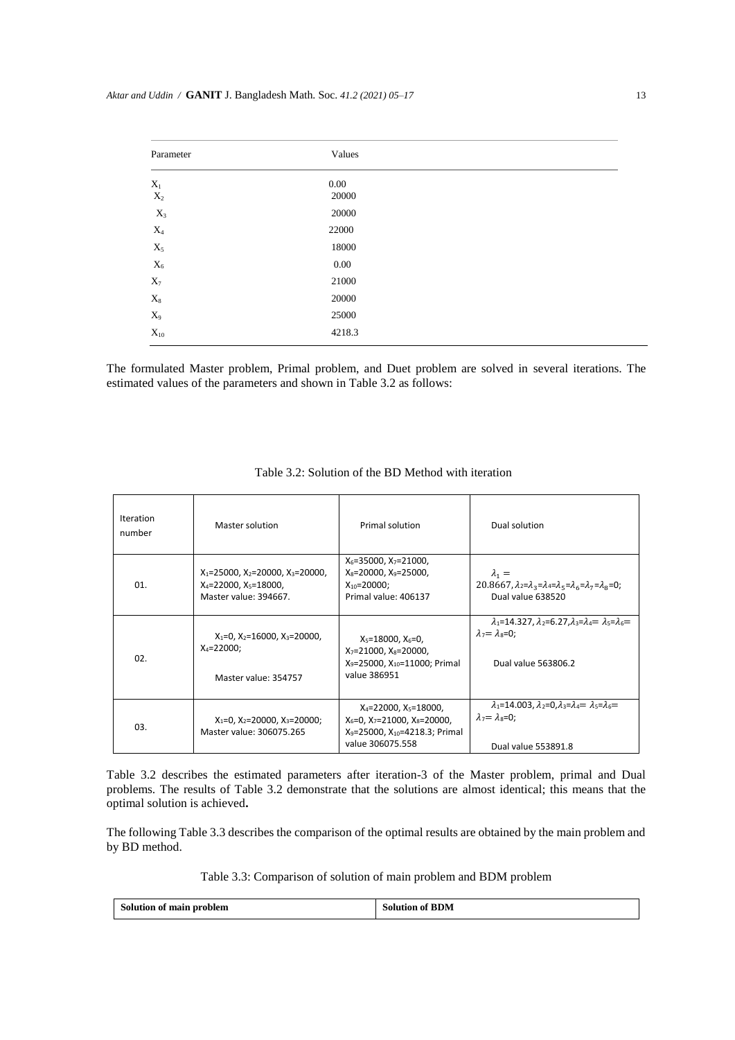| Parameter | Values |
| --- | --- |
| $X_1$ | 0.00 |
| $X_2$ | 20000 |
| $X_3$ | 20000 |
| $X_4$ | 22000 |
| $X_5$ | 18000 |
| $X_6$ | 0.00 |
| $X_7$ | 21000 |
| $X_8$ | 20000 |
| $X_9$ | 25000 |
| $X_{10}$ | 4218.3 |

The formulated Master problem, Primal problem, and Duet problem are solved in several iterations. The estimated values of the parameters and shown in Table 3.2 as follows:

Table 3.2: Solution of the BD Method with iteration

| Iteration number | Master solution | Primal solution | Dual solution |
| --- | --- | --- | --- |
| 01. | $X_1$=25000, $X_2$=20000, $X_3$=20000, $X_4$=22000, $X_5$=18000, Master value: 394667. | $X_6$=35000, $X_7$=21000, $X_8$=20000, $X_9$=25000, $X_{10}$=20000; Primal value: 406137 | $\lambda_1 =$ 20.8667, $\lambda_2$=$\lambda_3$=$\lambda_4$=$\lambda_5$=$\lambda_6$=$\lambda_7$=$\lambda_8$=0; Dual value 638520 |
| 02. | $X_1$=0, $X_2$=16000, $X_3$=20000, $X_4$=22000; Master value: 354757 | $X_5$=18000, $X_6$=0, $X_7$=21000, $X_8$=20000, $X_9$=25000, $X_{10}$=11000; Primal value 386951 | $\lambda_1$=14.327, $\lambda_2$=6.27, $\lambda_3$=$\lambda_4$= $\lambda_5$=$\lambda_6$= $\lambda_7$= $\lambda_8$=0; Dual value 563806.2 |
| 03. | $X_1$=0, $X_2$=20000, $X_3$=20000; Master value: 306075.265 | $X_4$=22000, $X_5$=18000, $X_6$=0, $X_7$=21000, $X_8$=20000, $X_9$=25000, $X_{10}$=4218.3; Primal value 306075.558 | $\lambda_1$=14.003, $\lambda_2$=0, $\lambda_3$=$\lambda_4$= $\lambda_5$=$\lambda_6$= $\lambda_7$= $\lambda_8$=0; Dual value 553891.8 |

Table 3.2 describes the estimated parameters after iteration-3 of the Master problem, primal and Dual problems. The results of Table 3.2 demonstrate that the solutions are almost identical; this means that the optimal solution is achieved**.**

The following Table 3.3 describes the comparison of the optimal results are obtained by the main problem and by BD method.

Table 3.3: Comparison of solution of main problem and BDM problem

| **Solution of main problem** | **Solution of BDM** |
| --- | --- |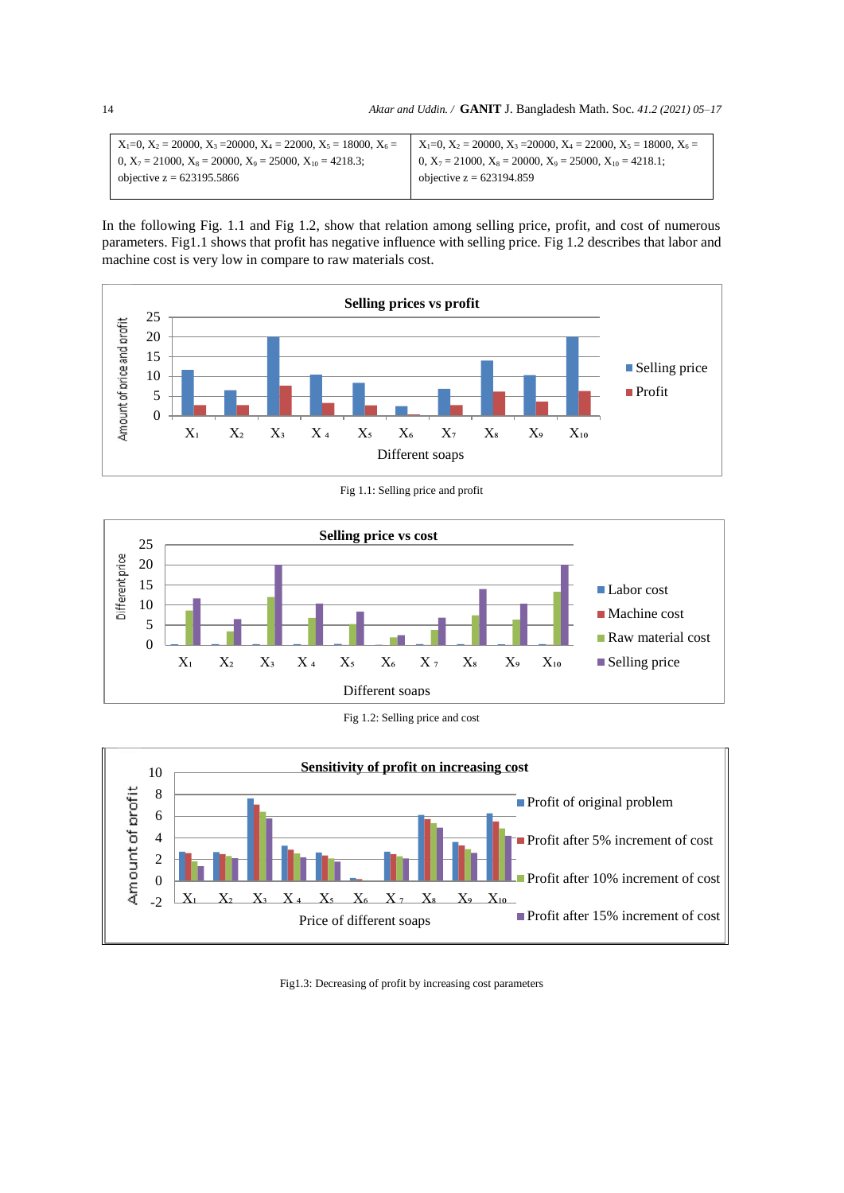| $X_1$=0, $X_2$ = 20000, $X_3$ =20000, $X_4$ = 22000, $X_5$ = 18000, $X_6$ = 0, $X_7$ = 21000, $X_8$ = 20000, $X_9$ = 25000, $X_{10}$ = 4218.3; objective z = 623195.5866 | $X_1$=0, $X_2$ = 20000, $X_3$ =20000, $X_4$ = 22000, $X_5$ = 18000, $X_6$ = 0, $X_7$ = 21000, $X_8$ = 20000, $X_9$ = 25000, $X_{10}$ = 4218.1; objective z = 623194.859 |
|---|---|

In the following Fig. 1.1 and Fig 1.2, show that relation among selling price, profit, and cost of numerous parameters. Fig1.1 shows that profit has negative influence with selling price. Fig 1.2 describes that labor and machine cost is very low in compare to raw materials cost.

Fig 1.1: Selling price and profit

Fig 1.2: Selling price and cost

Fig1.3: Decreasing of profit by increasing cost parameters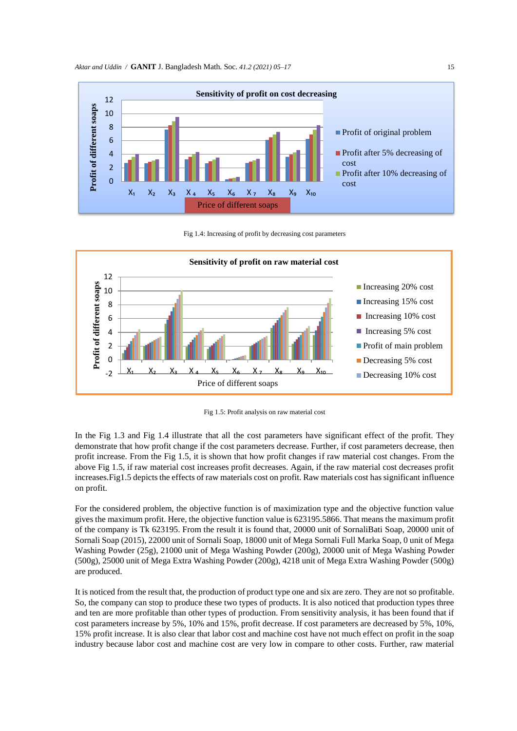Fig 1.4: Increasing of profit by decreasing cost parameters

Fig 1.5: Profit analysis on raw material cost

In the Fig 1.3 and Fig 1.4 illustrate that all the cost parameters have significant effect of the profit. They demonstrate that how profit change if the cost parameters decrease. Further, if cost parameters decrease, then profit increase. From the Fig 1.5, it is shown that how profit changes if raw material cost changes. From the above Fig 1.5, if raw material cost increases profit decreases. Again, if the raw material cost decreases profit increases.Fig1.5 depicts the effects of raw materials cost on profit. Raw materials cost has significant influence on profit.

For the considered problem, the objective function is of maximization type and the objective function value gives the maximum profit. Here, the objective function value is 623195.5866. That means the maximum profit of the company is Tk 623195. From the result it is found that, 20000 unit of SornaliBati Soap, 20000 unit of Sornali Soap (2015), 22000 unit of Sornali Soap, 18000 unit of Mega Sornali Full Marka Soap, 0 unit of Mega Washing Powder (25g), 21000 unit of Mega Washing Powder (200g), 20000 unit of Mega Washing Powder (500g), 25000 unit of Mega Extra Washing Powder (200g), 4218 unit of Mega Extra Washing Powder (500g) are produced.

It is noticed from the result that, the production of product type one and six are zero. They are not so profitable. So, the company can stop to produce these two types of products. It is also noticed that production types three and ten are more profitable than other types of production. From sensitivity analysis, it has been found that if cost parameters increase by 5%, 10% and 15%, profit decrease. If cost parameters are decreased by 5%, 10%, 15% profit increase. It is also clear that labor cost and machine cost have not much effect on profit in the soap industry because labor cost and machine cost are very low in compare to other costs. Further, raw material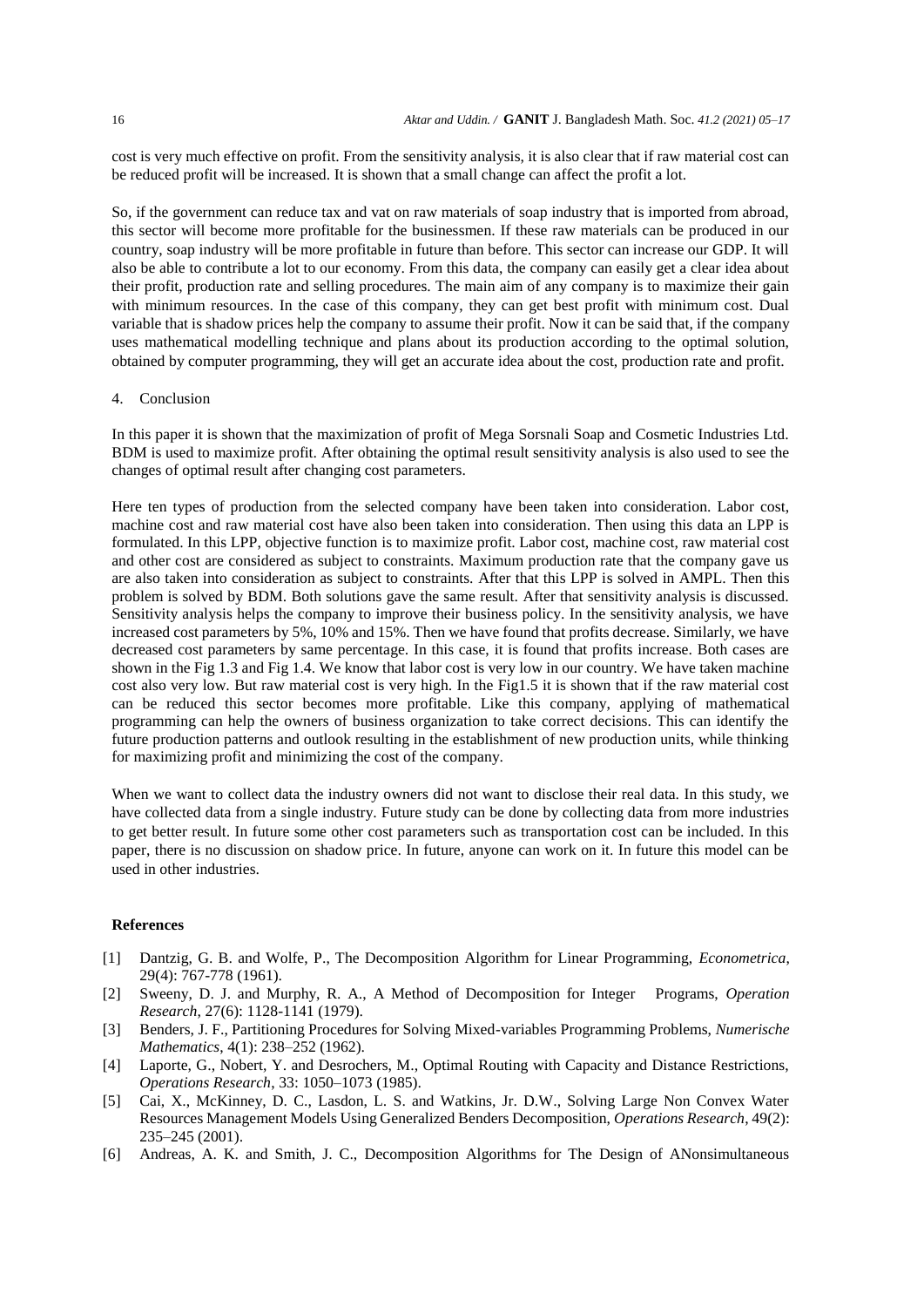cost is very much effective on profit. From the sensitivity analysis, it is also clear that if raw material cost can be reduced profit will be increased. It is shown that a small change can affect the profit a lot.

So, if the government can reduce tax and vat on raw materials of soap industry that is imported from abroad, this sector will become more profitable for the businessmen. If these raw materials can be produced in our country, soap industry will be more profitable in future than before. This sector can increase our GDP. It will also be able to contribute a lot to our economy. From this data, the company can easily get a clear idea about their profit, production rate and selling procedures. The main aim of any company is to maximize their gain with minimum resources. In the case of this company, they can get best profit with minimum cost. Dual variable that is shadow prices help the company to assume their profit. Now it can be said that, if the company uses mathematical modelling technique and plans about its production according to the optimal solution, obtained by computer programming, they will get an accurate idea about the cost, production rate and profit.

## 4. Conclusion

In this paper it is shown that the maximization of profit of Mega Sorsnali Soap and Cosmetic Industries Ltd. BDM is used to maximize profit. After obtaining the optimal result sensitivity analysis is also used to see the changes of optimal result after changing cost parameters.

Here ten types of production from the selected company have been taken into consideration. Labor cost, machine cost and raw material cost have also been taken into consideration. Then using this data an LPP is formulated. In this LPP, objective function is to maximize profit. Labor cost, machine cost, raw material cost and other cost are considered as subject to constraints. Maximum production rate that the company gave us are also taken into consideration as subject to constraints. After that this LPP is solved in AMPL. Then this problem is solved by BDM. Both solutions gave the same result. After that sensitivity analysis is discussed. Sensitivity analysis helps the company to improve their business policy. In the sensitivity analysis, we have increased cost parameters by 5%, 10% and 15%. Then we have found that profits decrease. Similarly, we have decreased cost parameters by same percentage. In this case, it is found that profits increase. Both cases are shown in the Fig 1.3 and Fig 1.4. We know that labor cost is very low in our country. We have taken machine cost also very low. But raw material cost is very high. In the Fig1.5 it is shown that if the raw material cost can be reduced this sector becomes more profitable. Like this company, applying of mathematical programming can help the owners of business organization to take correct decisions. This can identify the future production patterns and outlook resulting in the establishment of new production units, while thinking for maximizing profit and minimizing the cost of the company.

When we want to collect data the industry owners did not want to disclose their real data. In this study, we have collected data from a single industry. Future study can be done by collecting data from more industries to get better result. In future some other cost parameters such as transportation cost can be included. In this paper, there is no discussion on shadow price. In future, anyone can work on it. In future this model can be used in other industries.

## References

[1] Dantzig, G. B. and Wolfe, P., The Decomposition Algorithm for Linear Programming, *Econometrica*, 29(4): 767-778 (1961).

[2] Sweeny, D. J. and Murphy, R. A., A Method of Decomposition for Integer Programs, *Operation Research*, 27(6): 1128-1141 (1979).

[3] Benders, J. F., Partitioning Procedures for Solving Mixed-variables Programming Problems, *Numerische Mathematics*, 4(1): 238–252 (1962).

[4] Laporte, G., Nobert, Y. and Desrochers, M., Optimal Routing with Capacity and Distance Restrictions, *Operations Research*, 33: 1050–1073 (1985).

[5] Cai, X., McKinney, D. C., Lasdon, L. S. and Watkins, Jr. D.W., Solving Large Non Convex Water Resources Management Models Using Generalized Benders Decomposition, *Operations Research*, 49(2): 235–245 (2001).

[6] Andreas, A. K. and Smith, J. C., Decomposition Algorithms for The Design of ANonsimultaneous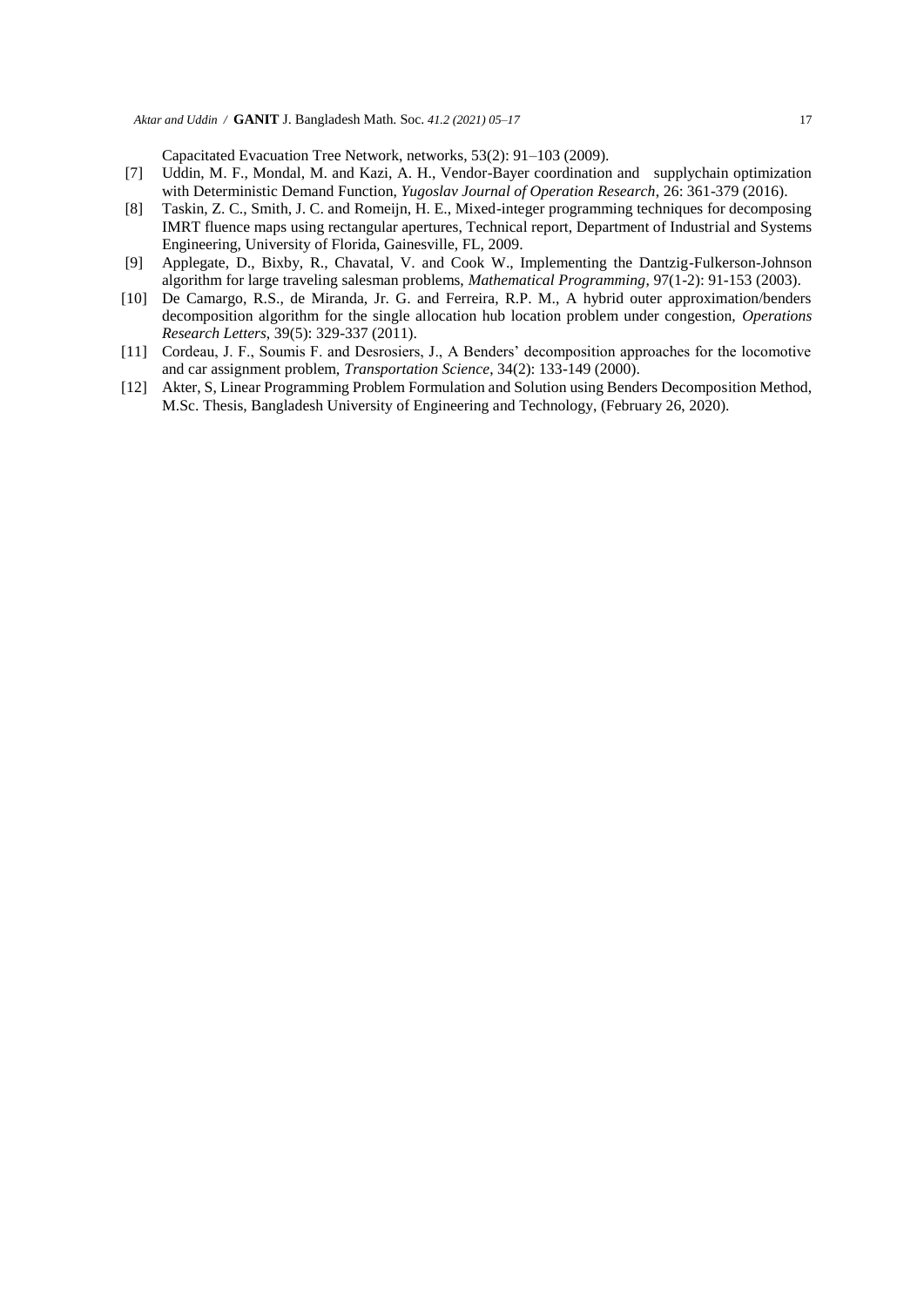Capacitated Evacuation Tree Network, networks, 53(2): 91–103 (2009).

[7] Uddin, M. F., Mondal, M. and Kazi, A. H., Vendor-Bayer coordination and supplychain optimization with Deterministic Demand Function, *Yugoslav Journal of Operation Research*, 26: 361-379 (2016).

[8] Taskin, Z. C., Smith, J. C. and Romeijn, H. E., Mixed-integer programming techniques for decomposing IMRT fluence maps using rectangular apertures, Technical report, Department of Industrial and Systems Engineering, University of Florida, Gainesville, FL, 2009.

[9] Applegate, D., Bixby, R., Chavatal, V. and Cook W., Implementing the Dantzig-Fulkerson-Johnson algorithm for large traveling salesman problems, *Mathematical Programming*, 97(1-2): 91-153 (2003).

[10] De Camargo, R.S., de Miranda, Jr. G. and Ferreira, R.P. M., A hybrid outer approximation/benders decomposition algorithm for the single allocation hub location problem under congestion, *Operations Research Letters*, 39(5): 329-337 (2011).

[11] Cordeau, J. F., Soumis F. and Desrosiers, J., A Benders' decomposition approaches for the locomotive and car assignment problem, *Transportation Science*, 34(2): 133-149 (2000).

[12] Akter, S, Linear Programming Problem Formulation and Solution using Benders Decomposition Method, M.Sc. Thesis, Bangladesh University of Engineering and Technology, (February 26, 2020).